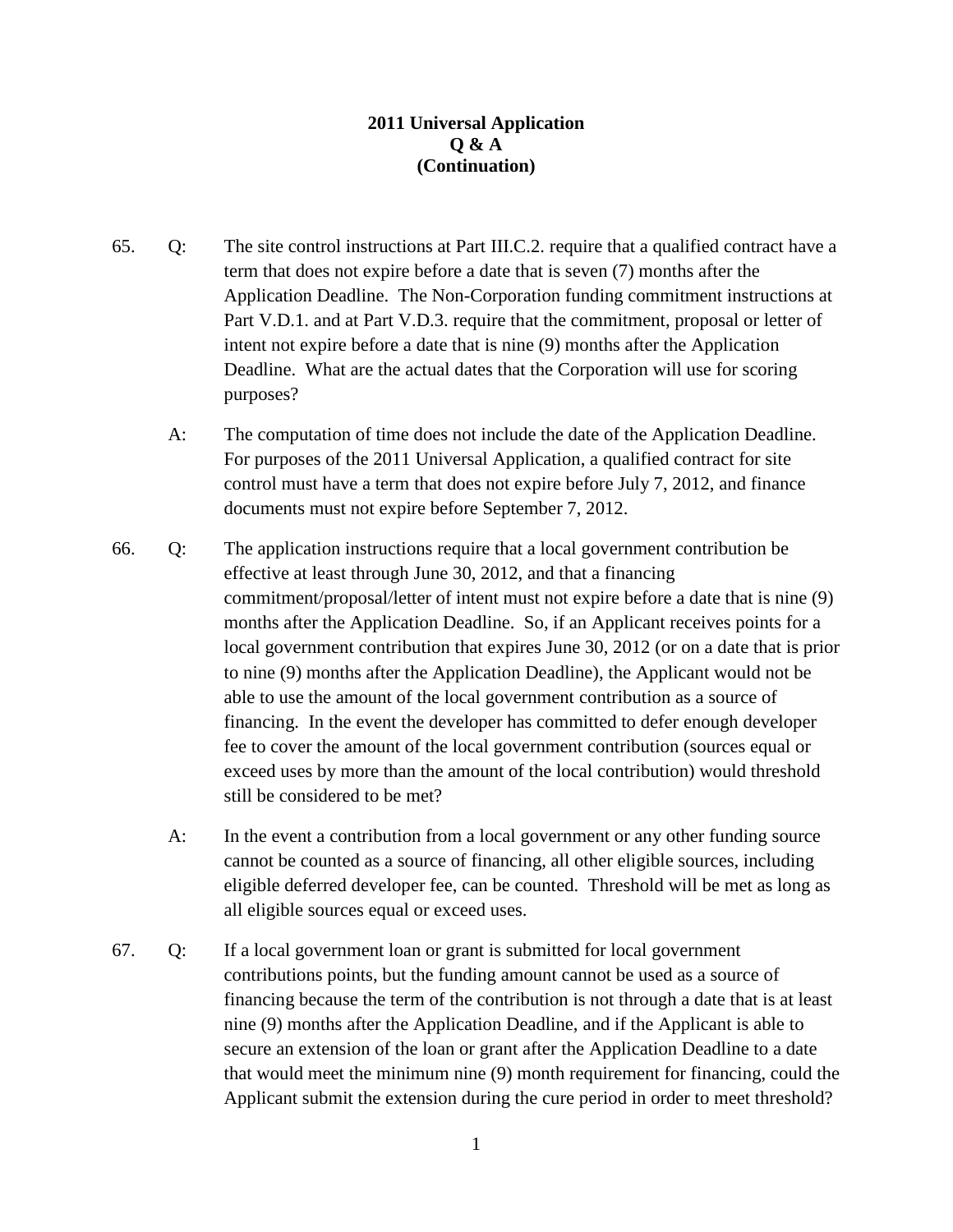# 2011 Universal Application
## Q & A
## (Continuation)

65. Q: The site control instructions at Part III.C.2. require that a qualified contract have a term that does not expire before a date that is seven (7) months after the Application Deadline. The Non-Corporation funding commitment instructions at Part V.D.1. and at Part V.D.3. require that the commitment, proposal or letter of intent not expire before a date that is nine (9) months after the Application Deadline. What are the actual dates that the Corporation will use for scoring purposes?

    A: The computation of time does not include the date of the Application Deadline. For purposes of the 2011 Universal Application, a qualified contract for site control must have a term that does not expire before July 7, 2012, and finance documents must not expire before September 7, 2012.

66. Q: The application instructions require that a local government contribution be effective at least through June 30, 2012, and that a financing commitment/proposal/letter of intent must not expire before a date that is nine (9) months after the Application Deadline. So, if an Applicant receives points for a local government contribution that expires June 30, 2012 (or on a date that is prior to nine (9) months after the Application Deadline), the Applicant would not be able to use the amount of the local government contribution as a source of financing. In the event the developer has committed to defer enough developer fee to cover the amount of the local government contribution (sources equal or exceed uses by more than the amount of the local contribution) would threshold still be considered to be met?

    A: In the event a contribution from a local government or any other funding source cannot be counted as a source of financing, all other eligible sources, including eligible deferred developer fee, can be counted. Threshold will be met as long as all eligible sources equal or exceed uses.

67. Q: If a local government loan or grant is submitted for local government contributions points, but the funding amount cannot be used as a source of financing because the term of the contribution is not through a date that is at least nine (9) months after the Application Deadline, and if the Applicant is able to secure an extension of the loan or grant after the Application Deadline to a date that would meet the minimum nine (9) month requirement for financing, could the Applicant submit the extension during the cure period in order to meet threshold?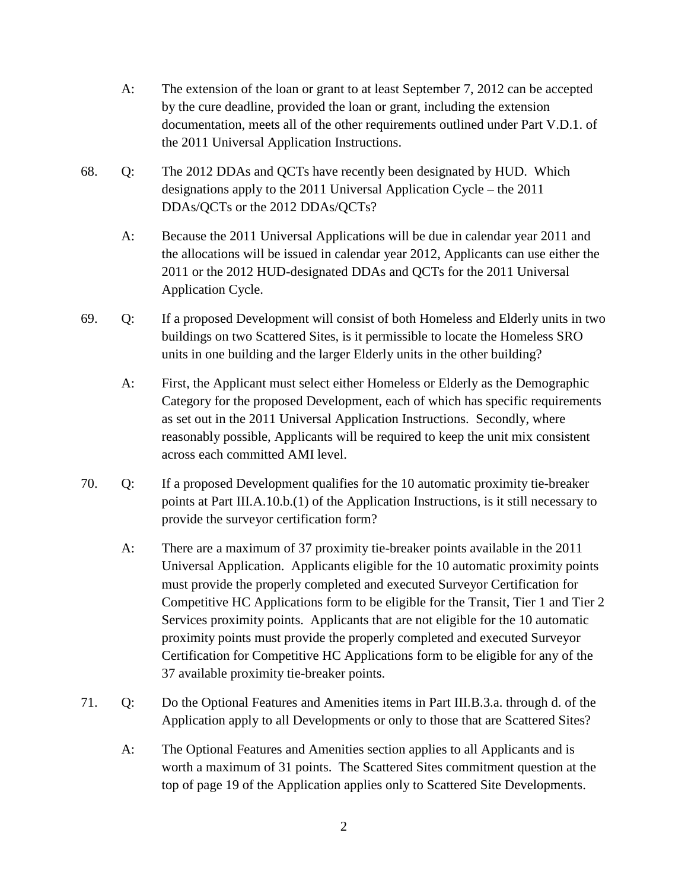A: The extension of the loan or grant to at least September 7, 2012 can be accepted by the cure deadline, provided the loan or grant, including the extension documentation, meets all of the other requirements outlined under Part V.D.1. of the 2011 Universal Application Instructions.

68. Q: The 2012 DDAs and QCTs have recently been designated by HUD. Which designations apply to the 2011 Universal Application Cycle – the 2011 DDAs/QCTs or the 2012 DDAs/QCTs?

    A: Because the 2011 Universal Applications will be due in calendar year 2011 and the allocations will be issued in calendar year 2012, Applicants can use either the 2011 or the 2012 HUD-designated DDAs and QCTs for the 2011 Universal Application Cycle.

69. Q: If a proposed Development will consist of both Homeless and Elderly units in two buildings on two Scattered Sites, is it permissible to locate the Homeless SRO units in one building and the larger Elderly units in the other building?

    A: First, the Applicant must select either Homeless or Elderly as the Demographic Category for the proposed Development, each of which has specific requirements as set out in the 2011 Universal Application Instructions. Secondly, where reasonably possible, Applicants will be required to keep the unit mix consistent across each committed AMI level.

70. Q: If a proposed Development qualifies for the 10 automatic proximity tie-breaker points at Part III.A.10.b.(1) of the Application Instructions, is it still necessary to provide the surveyor certification form?

    A: There are a maximum of 37 proximity tie-breaker points available in the 2011 Universal Application. Applicants eligible for the 10 automatic proximity points must provide the properly completed and executed Surveyor Certification for Competitive HC Applications form to be eligible for the Transit, Tier 1 and Tier 2 Services proximity points. Applicants that are not eligible for the 10 automatic proximity points must provide the properly completed and executed Surveyor Certification for Competitive HC Applications form to be eligible for any of the 37 available proximity tie-breaker points.

71. Q: Do the Optional Features and Amenities items in Part III.B.3.a. through d. of the Application apply to all Developments or only to those that are Scattered Sites?

    A: The Optional Features and Amenities section applies to all Applicants and is worth a maximum of 31 points. The Scattered Sites commitment question at the top of page 19 of the Application applies only to Scattered Site Developments.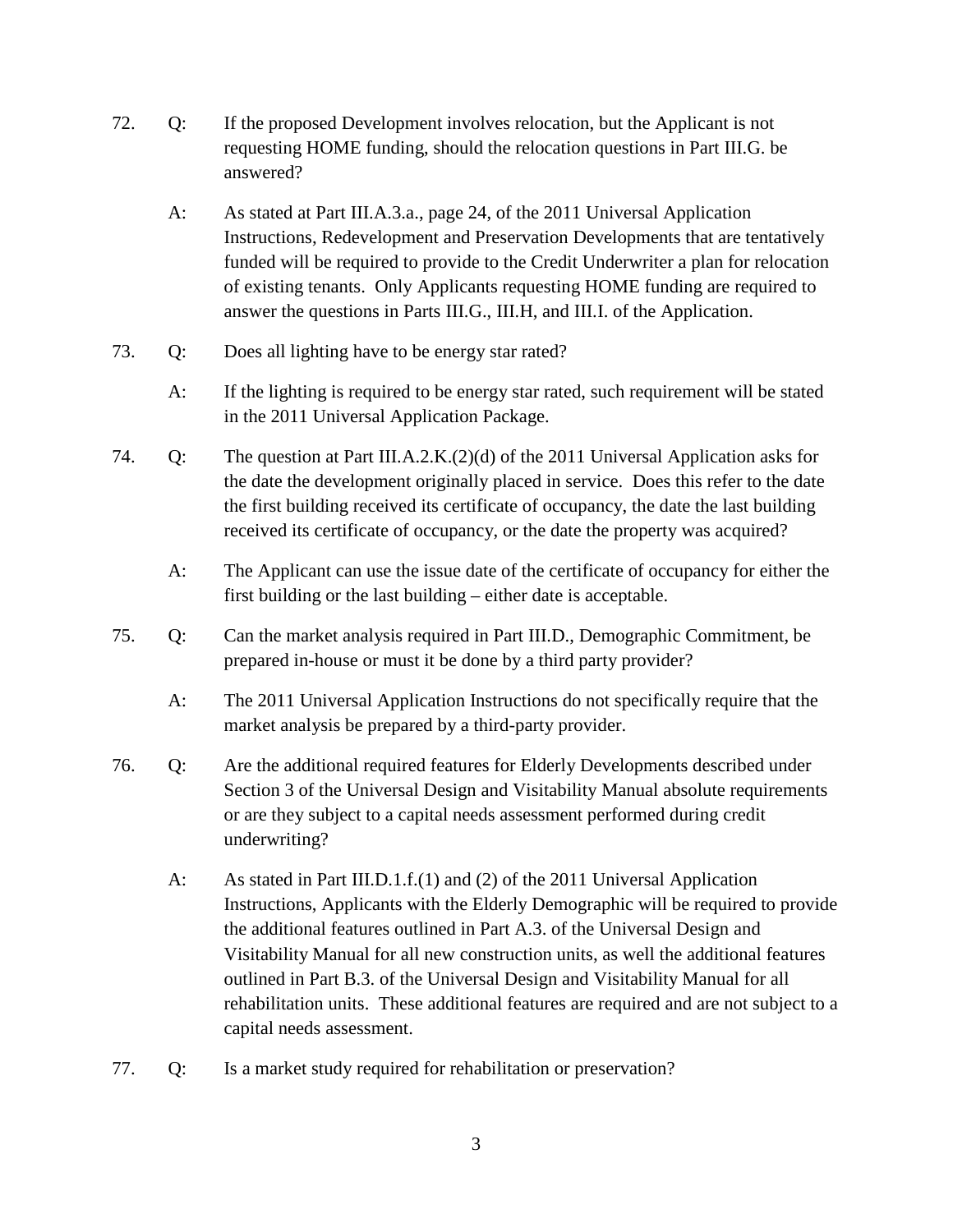72. Q: If the proposed Development involves relocation, but the Applicant is not requesting HOME funding, should the relocation questions in Part III.G. be answered?

    A: As stated at Part III.A.3.a., page 24, of the 2011 Universal Application Instructions, Redevelopment and Preservation Developments that are tentatively funded will be required to provide to the Credit Underwriter a plan for relocation of existing tenants. Only Applicants requesting HOME funding are required to answer the questions in Parts III.G., III.H, and III.I. of the Application.

73. Q: Does all lighting have to be energy star rated?

    A: If the lighting is required to be energy star rated, such requirement will be stated in the 2011 Universal Application Package.

74. Q: The question at Part III.A.2.K.(2)(d) of the 2011 Universal Application asks for the date the development originally placed in service. Does this refer to the date the first building received its certificate of occupancy, the date the last building received its certificate of occupancy, or the date the property was acquired?

    A: The Applicant can use the issue date of the certificate of occupancy for either the first building or the last building – either date is acceptable.

75. Q: Can the market analysis required in Part III.D., Demographic Commitment, be prepared in-house or must it be done by a third party provider?

    A: The 2011 Universal Application Instructions do not specifically require that the market analysis be prepared by a third-party provider.

76. Q: Are the additional required features for Elderly Developments described under Section 3 of the Universal Design and Visitability Manual absolute requirements or are they subject to a capital needs assessment performed during credit underwriting?

    A: As stated in Part III.D.1.f.(1) and (2) of the 2011 Universal Application Instructions, Applicants with the Elderly Demographic will be required to provide the additional features outlined in Part A.3. of the Universal Design and Visitability Manual for all new construction units, as well the additional features outlined in Part B.3. of the Universal Design and Visitability Manual for all rehabilitation units. These additional features are required and are not subject to a capital needs assessment.

77. Q: Is a market study required for rehabilitation or preservation?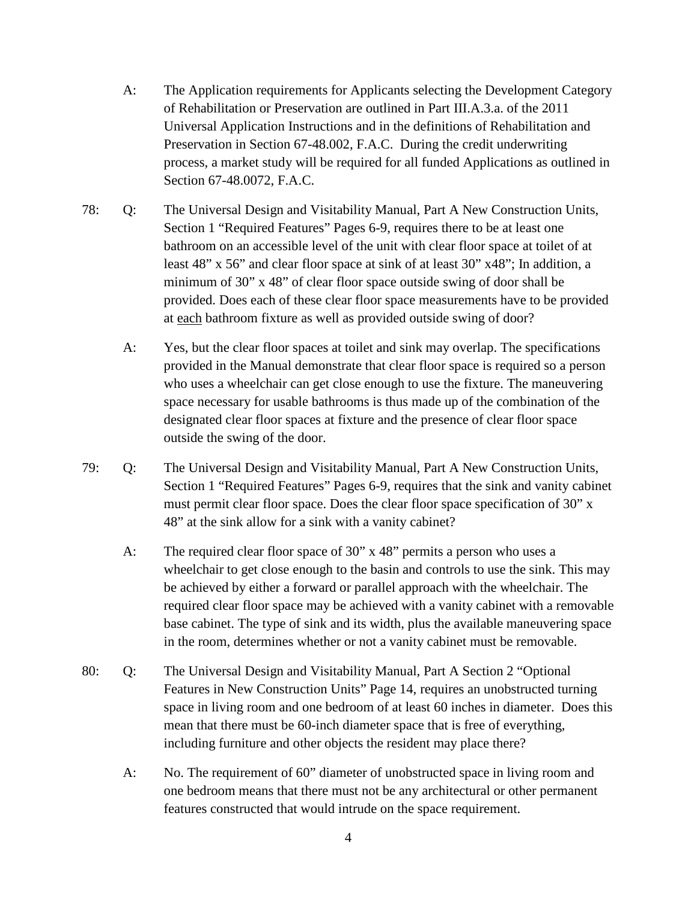A: The Application requirements for Applicants selecting the Development Category of Rehabilitation or Preservation are outlined in Part III.A.3.a. of the 2011 Universal Application Instructions and in the definitions of Rehabilitation and Preservation in Section 67-48.002, F.A.C. During the credit underwriting process, a market study will be required for all funded Applications as outlined in Section 67-48.0072, F.A.C.

78: Q: The Universal Design and Visitability Manual, Part A New Construction Units, Section 1 "Required Features" Pages 6-9, requires there to be at least one bathroom on an accessible level of the unit with clear floor space at toilet of at least 48" x 56" and clear floor space at sink of at least 30" x48"; In addition, a minimum of 30" x 48" of clear floor space outside swing of door shall be provided. Does each of these clear floor space measurements have to be provided at <u>each</u> bathroom fixture as well as provided outside swing of door?

A: Yes, but the clear floor spaces at toilet and sink may overlap. The specifications provided in the Manual demonstrate that clear floor space is required so a person who uses a wheelchair can get close enough to use the fixture. The maneuvering space necessary for usable bathrooms is thus made up of the combination of the designated clear floor spaces at fixture and the presence of clear floor space outside the swing of the door.

79: Q: The Universal Design and Visitability Manual, Part A New Construction Units, Section 1 "Required Features" Pages 6-9, requires that the sink and vanity cabinet must permit clear floor space. Does the clear floor space specification of 30" x 48" at the sink allow for a sink with a vanity cabinet?

A: The required clear floor space of 30" x 48" permits a person who uses a wheelchair to get close enough to the basin and controls to use the sink. This may be achieved by either a forward or parallel approach with the wheelchair. The required clear floor space may be achieved with a vanity cabinet with a removable base cabinet. The type of sink and its width, plus the available maneuvering space in the room, determines whether or not a vanity cabinet must be removable.

80: Q: The Universal Design and Visitability Manual, Part A Section 2 "Optional Features in New Construction Units" Page 14, requires an unobstructed turning space in living room and one bedroom of at least 60 inches in diameter. Does this mean that there must be 60-inch diameter space that is free of everything, including furniture and other objects the resident may place there?

A: No. The requirement of 60" diameter of unobstructed space in living room and one bedroom means that there must not be any architectural or other permanent features constructed that would intrude on the space requirement.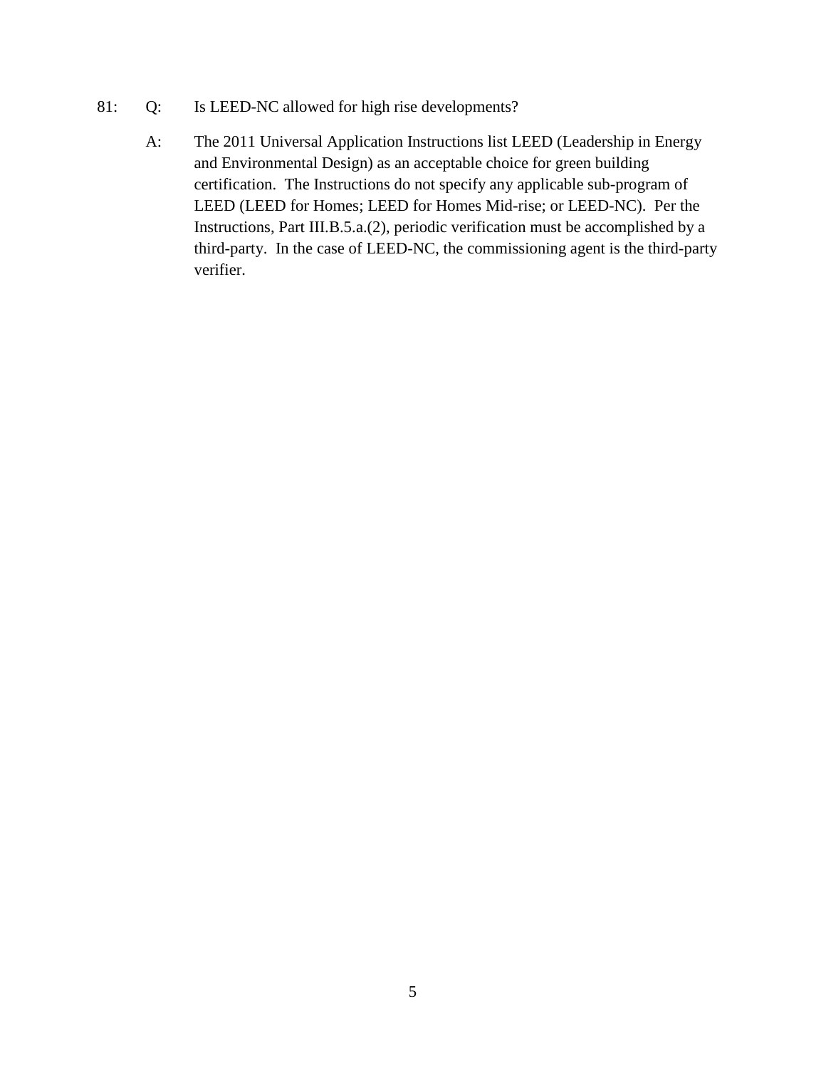81: Q: Is LEED-NC allowed for high rise developments?

A: The 2011 Universal Application Instructions list LEED (Leadership in Energy and Environmental Design) as an acceptable choice for green building certification. The Instructions do not specify any applicable sub-program of LEED (LEED for Homes; LEED for Homes Mid-rise; or LEED-NC). Per the Instructions, Part III.B.5.a.(2), periodic verification must be accomplished by a third-party. In the case of LEED-NC, the commissioning agent is the third-party verifier.